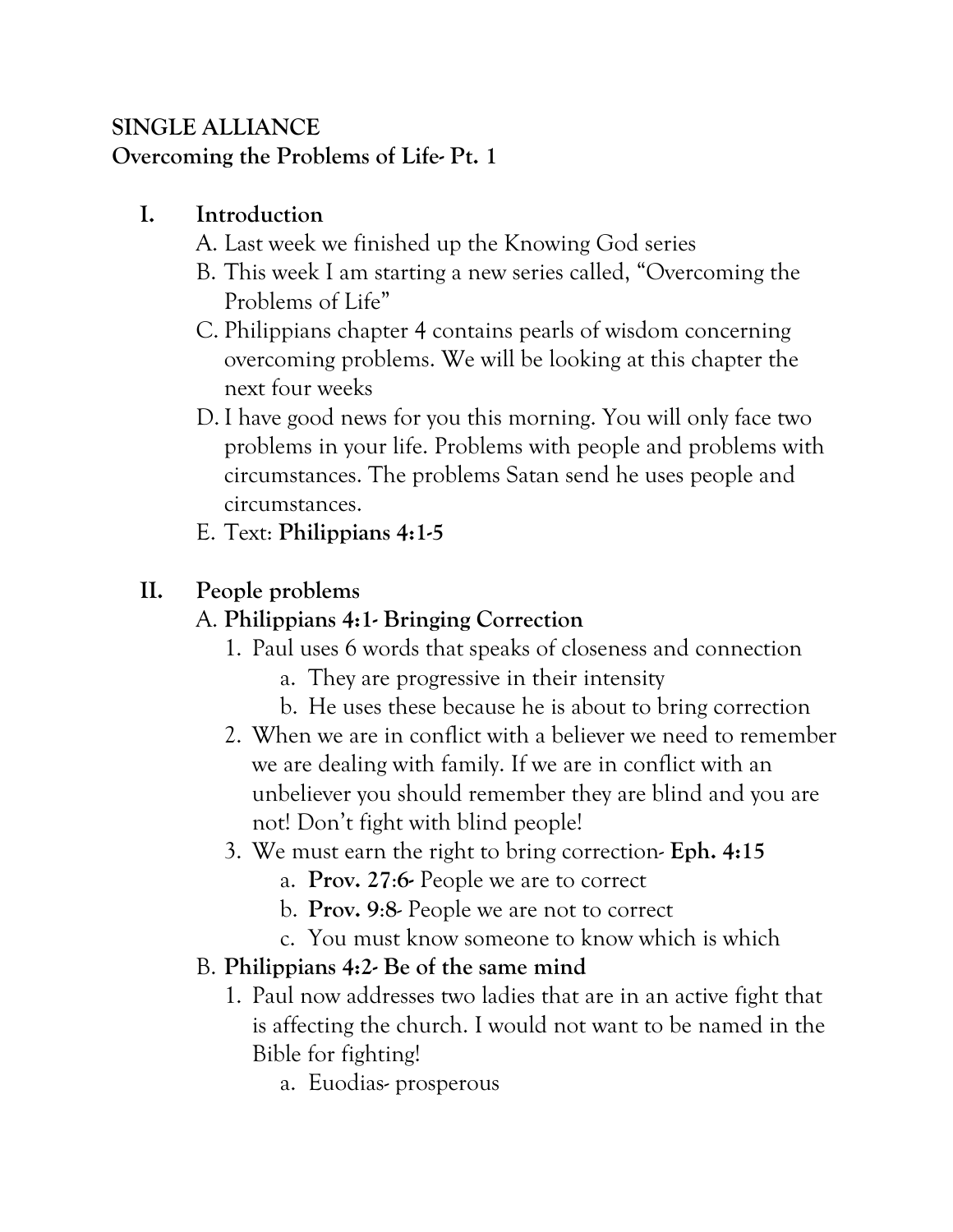**SINGLE ALLIANCE**
**Overcoming the Problems of Life- Pt. 1**

I. **Introduction**
   A. Last week we finished up the Knowing God series
   B. This week I am starting a new series called, "Overcoming the Problems of Life"
   C. Philippians chapter 4 contains pearls of wisdom concerning overcoming problems. We will be looking at this chapter the next four weeks
   D. I have good news for you this morning. You will only face two problems in your life. Problems with people and problems with circumstances. The problems Satan send he uses people and circumstances.
   E. Text: **Philippians 4:1-5**

II. **People problems**
   A. **Philippians 4:1- Bringing Correction**
      1. Paul uses 6 words that speaks of closeness and connection
         a. They are progressive in their intensity
         b. He uses these because he is about to bring correction
      2. When we are in conflict with a believer we need to remember we are dealing with family. If we are in conflict with an unbeliever you should remember they are blind and you are not! Don't fight with blind people!
      3. We must earn the right to bring correction- **Eph. 4:15**
         a. **Prov. 27:6-** People we are to correct
         b. **Prov. 9:8**- People we are not to correct
         c. You must know someone to know which is which
   B. **Philippians 4:2- Be of the same mind**
      1. Paul now addresses two ladies that are in an active fight that is affecting the church. I would not want to be named in the Bible for fighting!
         a. Euodias- prosperous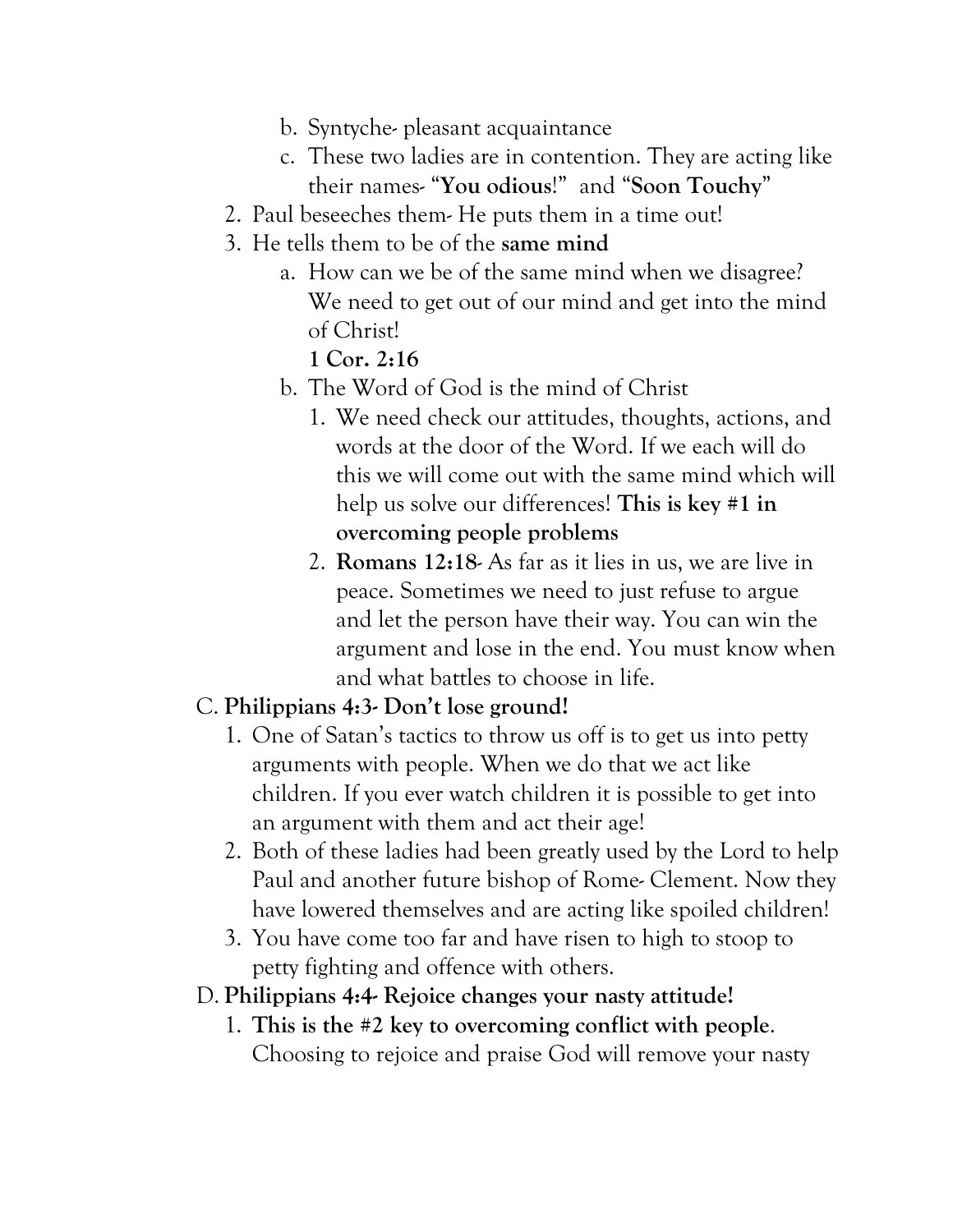b. Syntyche- pleasant acquaintance
   c. These two ladies are in contention. They are acting like their names- "**You odious**!" and "**Soon Touchy**"
2. Paul beseeches them- He puts them in a time out!
3. He tells them to be of the **same mind**
   a. How can we be of the same mind when we disagree? We need to get out of our mind and get into the mind of Christ!
      **1 Cor. 2:16**
   b. The Word of God is the mind of Christ
      1. We need check our attitudes, thoughts, actions, and words at the door of the Word. If we each will do this we will come out with the same mind which will help us solve our differences! **This is key #1 in overcoming people problems**
      2. **Romans 12:18**- As far as it lies in us, we are live in peace. Sometimes we need to just refuse to argue and let the person have their way. You can win the argument and lose in the end. You must know when and what battles to choose in life.

C. **Philippians 4:3- Don't lose ground!**
   1. One of Satan's tactics to throw us off is to get us into petty arguments with people. When we do that we act like children. If you ever watch children it is possible to get into an argument with them and act their age!
   2. Both of these ladies had been greatly used by the Lord to help Paul and another future bishop of Rome- Clement. Now they have lowered themselves and are acting like spoiled children!
   3. You have come too far and have risen to high to stoop to petty fighting and offence with others.

D. **Philippians 4:4- Rejoice changes your nasty attitude!**
   1. **This is the #2 key to overcoming conflict with people**. Choosing to rejoice and praise God will remove your nasty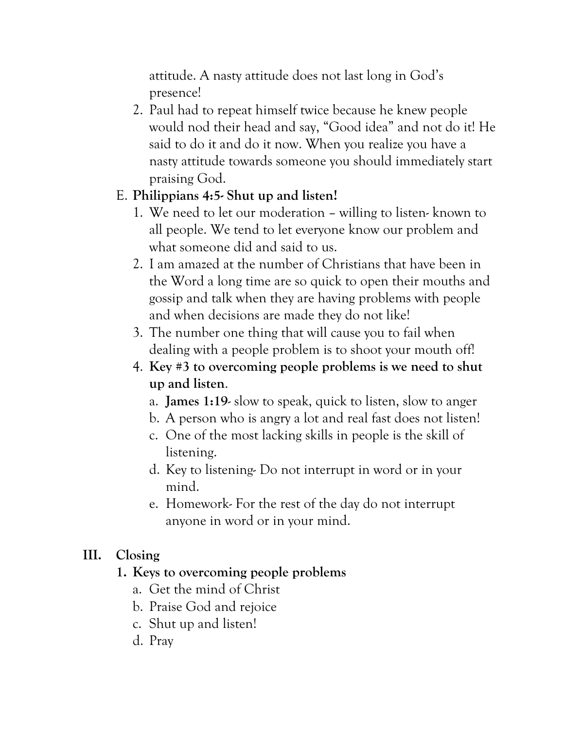attitude. A nasty attitude does not last long in God's presence!

2. Paul had to repeat himself twice because he knew people would nod their head and say, "Good idea" and not do it! He said to do it and do it now. When you realize you have a nasty attitude towards someone you should immediately start praising God.

E. **Philippians 4:5- Shut up and listen!**

1. We need to let our moderation – willing to listen- known to all people. We tend to let everyone know our problem and what someone did and said to us.
2. I am amazed at the number of Christians that have been in the Word a long time are so quick to open their mouths and gossip and talk when they are having problems with people and when decisions are made they do not like!
3. The number one thing that will cause you to fail when dealing with a people problem is to shoot your mouth off!
4. **Key #3 to overcoming people problems is we need to shut up and listen**.
    a. **James 1:19**- slow to speak, quick to listen, slow to anger
    b. A person who is angry a lot and real fast does not listen!
    c. One of the most lacking skills in people is the skill of listening.
    d. Key to listening- Do not interrupt in word or in your mind.
    e. Homework- For the rest of the day do not interrupt anyone in word or in your mind.

## III. Closing

1. **Keys to overcoming people problems**
    a. Get the mind of Christ
    b. Praise God and rejoice
    c. Shut up and listen!
    d. Pray